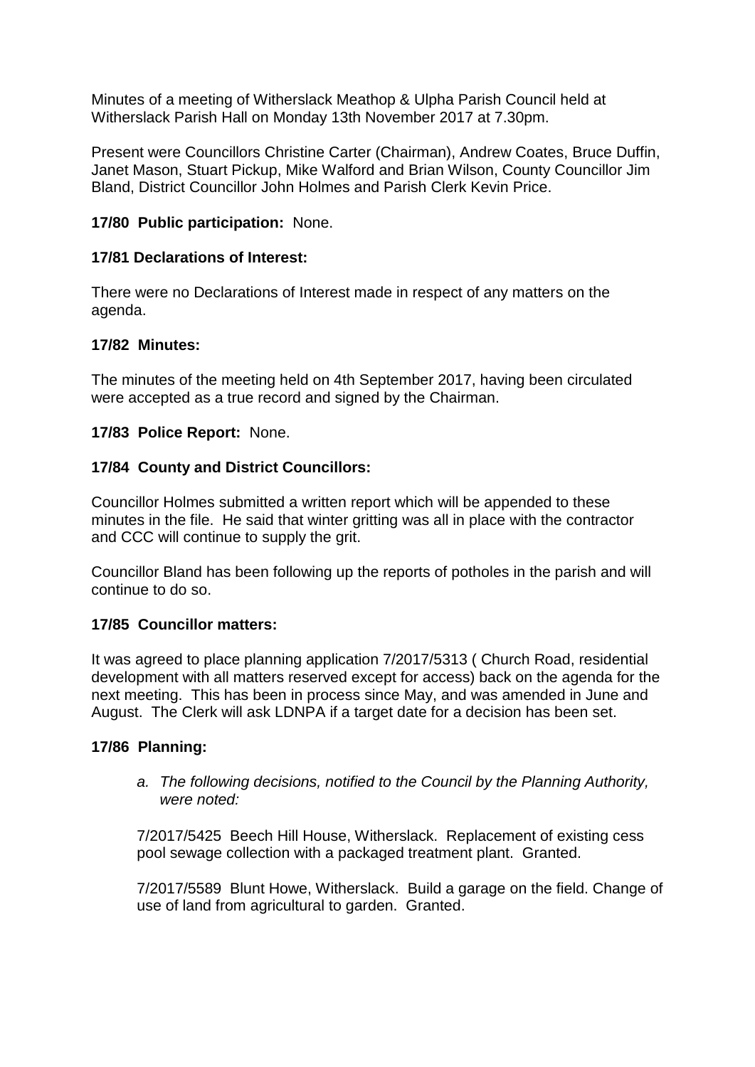Minutes of a meeting of Witherslack Meathop & Ulpha Parish Council held at Witherslack Parish Hall on Monday 13th November 2017 at 7.30pm.

Present were Councillors Christine Carter (Chairman), Andrew Coates, Bruce Duffin, Janet Mason, Stuart Pickup, Mike Walford and Brian Wilson, County Councillor Jim Bland, District Councillor John Holmes and Parish Clerk Kevin Price.

**17/80 Public participation:** None.

**17/81 Declarations of Interest:**

There were no Declarations of Interest made in respect of any matters on the agenda.

**17/82 Minutes:**

The minutes of the meeting held on 4th September 2017, having been circulated were accepted as a true record and signed by the Chairman.

**17/83 Police Report:** None.

**17/84 County and District Councillors:**

Councillor Holmes submitted a written report which will be appended to these minutes in the file. He said that winter gritting was all in place with the contractor and CCC will continue to supply the grit.

Councillor Bland has been following up the reports of potholes in the parish and will continue to do so.

**17/85 Councillor matters:**

It was agreed to place planning application 7/2017/5313 ( Church Road, residential development with all matters reserved except for access) back on the agenda for the next meeting. This has been in process since May, and was amended in June and August. The Clerk will ask LDNPA if a target date for a decision has been set.

**17/86 Planning:**

a. *The following decisions, notified to the Council by the Planning Authority, were noted:*

7/2017/5425 Beech Hill House, Witherslack. Replacement of existing cess pool sewage collection with a packaged treatment plant. Granted.

7/2017/5589 Blunt Howe, Witherslack. Build a garage on the field. Change of use of land from agricultural to garden. Granted.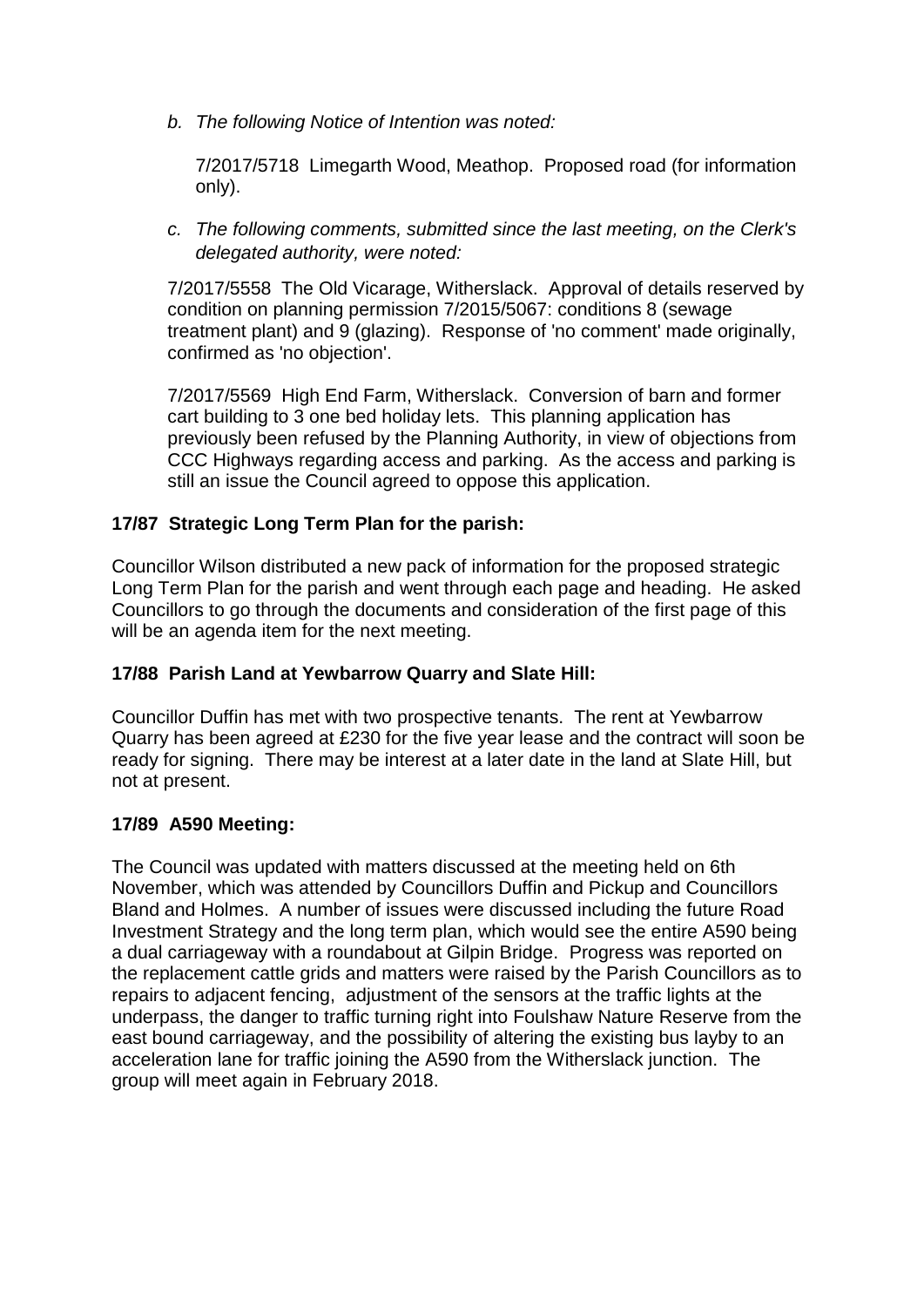*b. The following Notice of Intention was noted:*

7/2017/5718 Limegarth Wood, Meathop. Proposed road (for information only).

*c. The following comments, submitted since the last meeting, on the Clerk's delegated authority, were noted:*

7/2017/5558 The Old Vicarage, Witherslack. Approval of details reserved by condition on planning permission 7/2015/5067: conditions 8 (sewage treatment plant) and 9 (glazing). Response of 'no comment' made originally, confirmed as 'no objection'.

7/2017/5569 High End Farm, Witherslack. Conversion of barn and former cart building to 3 one bed holiday lets. This planning application has previously been refused by the Planning Authority, in view of objections from CCC Highways regarding access and parking. As the access and parking is still an issue the Council agreed to oppose this application.

**17/87 Strategic Long Term Plan for the parish:**

Councillor Wilson distributed a new pack of information for the proposed strategic Long Term Plan for the parish and went through each page and heading. He asked Councillors to go through the documents and consideration of the first page of this will be an agenda item for the next meeting.

**17/88 Parish Land at Yewbarrow Quarry and Slate Hill:**

Councillor Duffin has met with two prospective tenants. The rent at Yewbarrow Quarry has been agreed at £230 for the five year lease and the contract will soon be ready for signing. There may be interest at a later date in the land at Slate Hill, but not at present.

**17/89 A590 Meeting:**

The Council was updated with matters discussed at the meeting held on 6th November, which was attended by Councillors Duffin and Pickup and Councillors Bland and Holmes. A number of issues were discussed including the future Road Investment Strategy and the long term plan, which would see the entire A590 being a dual carriageway with a roundabout at Gilpin Bridge. Progress was reported on the replacement cattle grids and matters were raised by the Parish Councillors as to repairs to adjacent fencing, adjustment of the sensors at the traffic lights at the underpass, the danger to traffic turning right into Foulshaw Nature Reserve from the east bound carriageway, and the possibility of altering the existing bus layby to an acceleration lane for traffic joining the A590 from the Witherslack junction. The group will meet again in February 2018.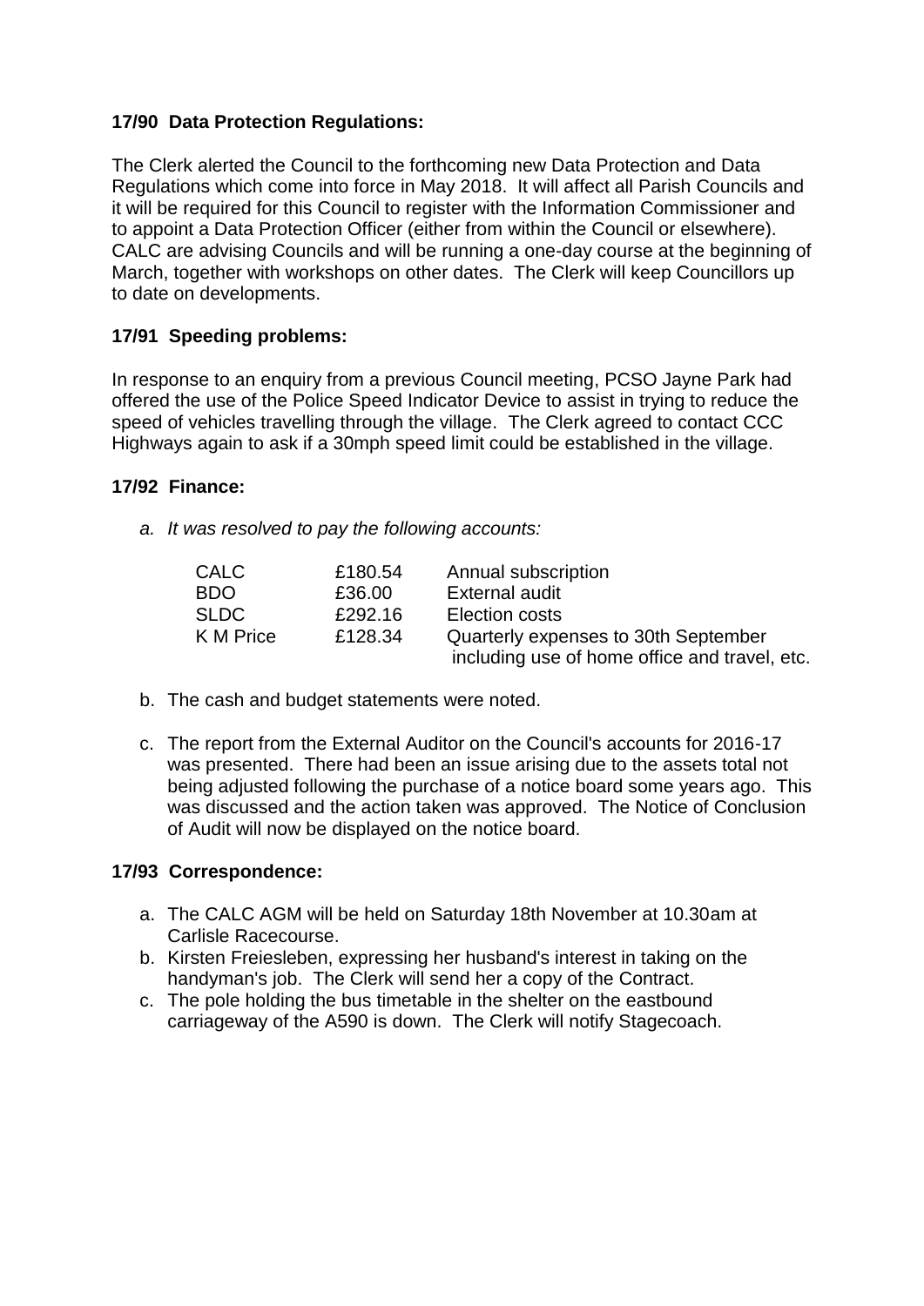**17/90 Data Protection Regulations:**

The Clerk alerted the Council to the forthcoming new Data Protection and Data Regulations which come into force in May 2018. It will affect all Parish Councils and it will be required for this Council to register with the Information Commissioner and to appoint a Data Protection Officer (either from within the Council or elsewhere). CALC are advising Councils and will be running a one-day course at the beginning of March, together with workshops on other dates. The Clerk will keep Councillors up to date on developments.

**17/91 Speeding problems:**

In response to an enquiry from a previous Council meeting, PCSO Jayne Park had offered the use of the Police Speed Indicator Device to assist in trying to reduce the speed of vehicles travelling through the village. The Clerk agreed to contact CCC Highways again to ask if a 30mph speed limit could be established in the village.

**17/92 Finance:**

a. *It was resolved to pay the following accounts:*

| | | |
|---|---|---|
| CALC | £180.54 | Annual subscription |
| BDO | £36.00 | External audit |
| SLDC | £292.16 | Election costs |
| K M Price | £128.34 | Quarterly expenses to 30th September including use of home office and travel, etc. |

b. The cash and budget statements were noted.

c. The report from the External Auditor on the Council's accounts for 2016-17 was presented. There had been an issue arising due to the assets total not being adjusted following the purchase of a notice board some years ago. This was discussed and the action taken was approved. The Notice of Conclusion of Audit will now be displayed on the notice board.

**17/93 Correspondence:**

a. The CALC AGM will be held on Saturday 18th November at 10.30am at Carlisle Racecourse.
b. Kirsten Freiesleben, expressing her husband's interest in taking on the handyman's job. The Clerk will send her a copy of the Contract.
c. The pole holding the bus timetable in the shelter on the eastbound carriageway of the A590 is down. The Clerk will notify Stagecoach.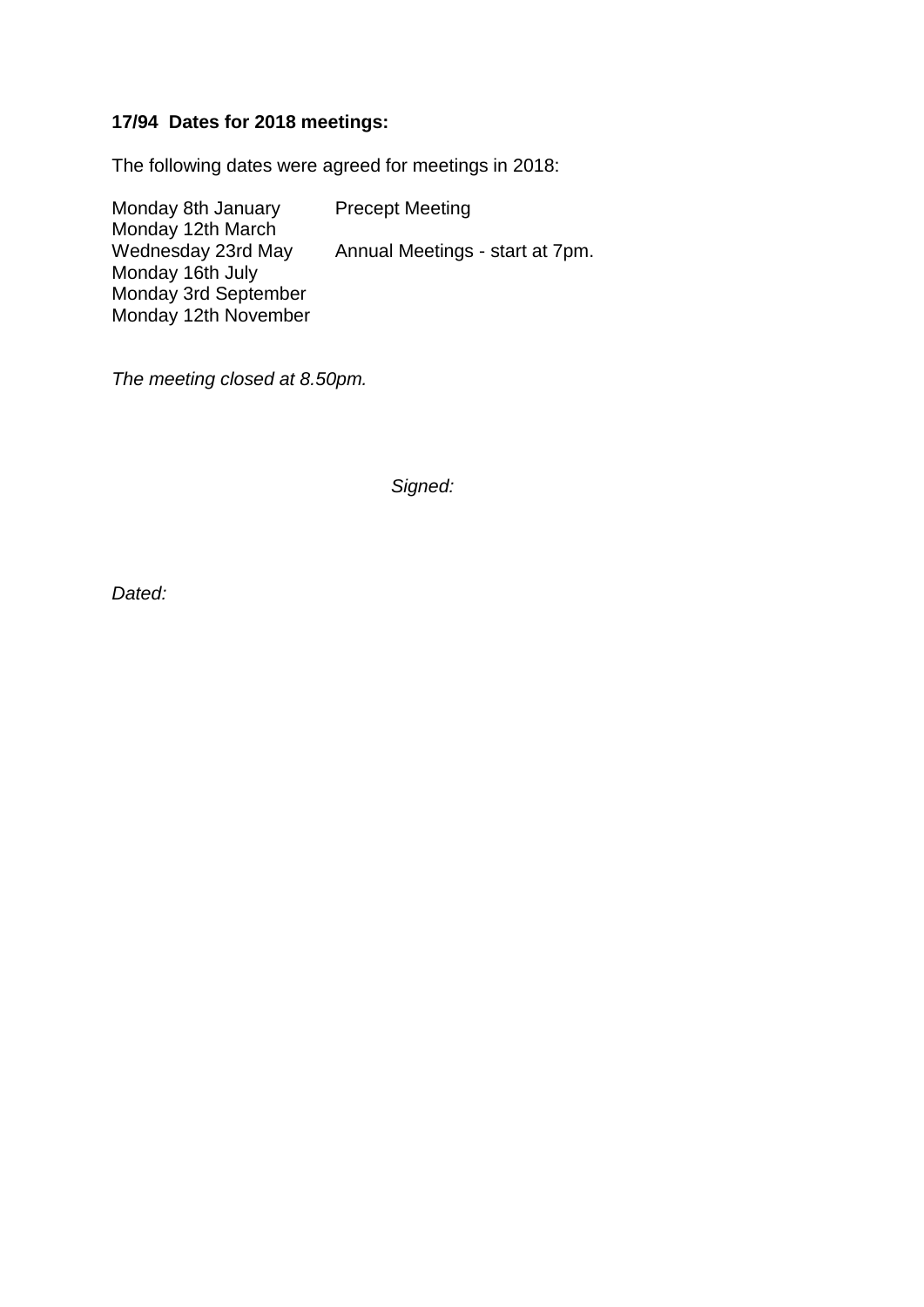**17/94 Dates for 2018 meetings:**

The following dates were agreed for meetings in 2018:

| | |
|---|---|
| Monday 8th January | Precept Meeting |
| Monday 12th March | |
| Wednesday 23rd May | Annual Meetings - start at 7pm. |
| Monday 16th July | |
| Monday 3rd September | |
| Monday 12th November | |

*The meeting closed at 8.50pm.*

*Signed:*

*Dated:*